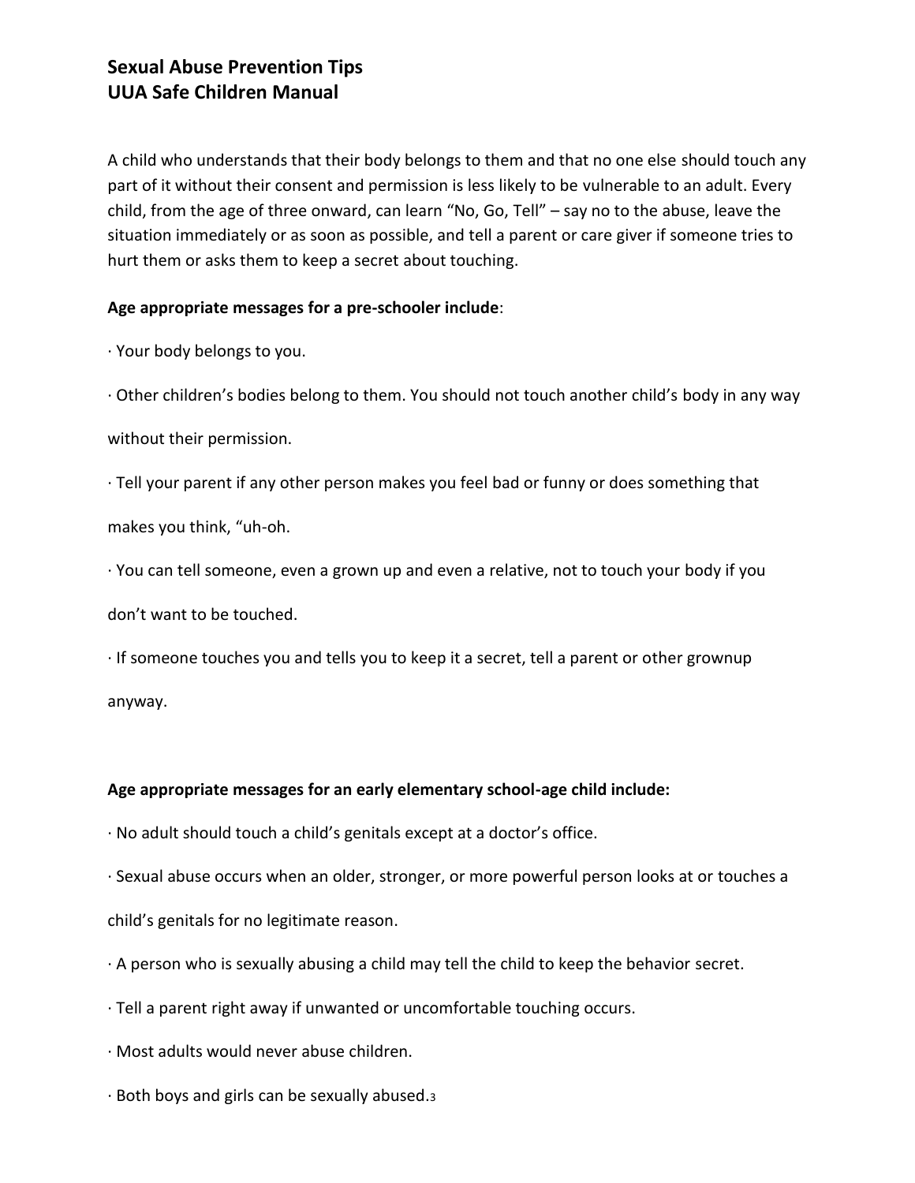# Sexual Abuse Prevention Tips
# UUA Safe Children Manual

A child who understands that their body belongs to them and that no one else should touch any part of it without their consent and permission is less likely to be vulnerable to an adult. Every child, from the age of three onward, can learn "No, Go, Tell" – say no to the abuse, leave the situation immediately or as soon as possible, and tell a parent or care giver if someone tries to hurt them or asks them to keep a secret about touching.

**Age appropriate messages for a pre-schooler include**:

· Your body belongs to you.

· Other children's bodies belong to them. You should not touch another child's body in any way without their permission.

· Tell your parent if any other person makes you feel bad or funny or does something that makes you think, "uh-oh.

· You can tell someone, even a grown up and even a relative, not to touch your body if you don't want to be touched.

· If someone touches you and tells you to keep it a secret, tell a parent or other grownup anyway.

**Age appropriate messages for an early elementary school-age child include:**

· No adult should touch a child's genitals except at a doctor's office.

· Sexual abuse occurs when an older, stronger, or more powerful person looks at or touches a child's genitals for no legitimate reason.

· A person who is sexually abusing a child may tell the child to keep the behavior secret.

· Tell a parent right away if unwanted or uncomfortable touching occurs.

· Most adults would never abuse children.

· Both boys and girls can be sexually abused.[3]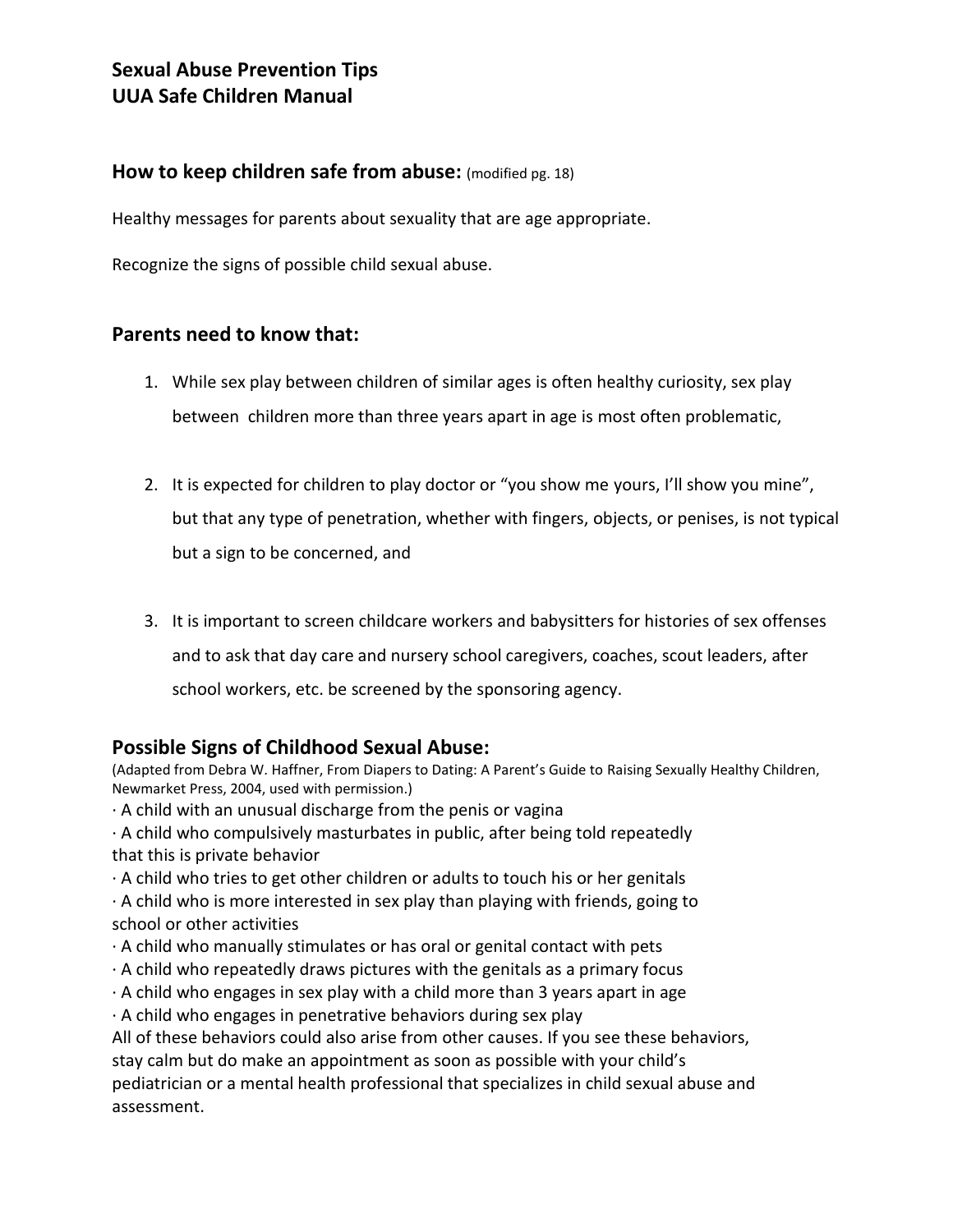# Sexual Abuse Prevention Tips
# UUA Safe Children Manual

## How to keep children safe from abuse: (modified pg. 18)

Healthy messages for parents about sexuality that are age appropriate.

Recognize the signs of possible child sexual abuse.

## Parents need to know that:

1. While sex play between children of similar ages is often healthy curiosity, sex play between children more than three years apart in age is most often problematic,

2. It is expected for children to play doctor or "you show me yours, I'll show you mine", but that any type of penetration, whether with fingers, objects, or penises, is not typical but a sign to be concerned, and

3. It is important to screen childcare workers and babysitters for histories of sex offenses and to ask that day care and nursery school caregivers, coaches, scout leaders, after school workers, etc. be screened by the sponsoring agency.

## Possible Signs of Childhood Sexual Abuse:

(Adapted from Debra W. Haffner, From Diapers to Dating: A Parent's Guide to Raising Sexually Healthy Children, Newmarket Press, 2004, used with permission.)

- A child with an unusual discharge from the penis or vagina
- A child who compulsively masturbates in public, after being told repeatedly that this is private behavior
- A child who tries to get other children or adults to touch his or her genitals
- A child who is more interested in sex play than playing with friends, going to school or other activities
- A child who manually stimulates or has oral or genital contact with pets
- A child who repeatedly draws pictures with the genitals as a primary focus
- A child who engages in sex play with a child more than 3 years apart in age
- A child who engages in penetrative behaviors during sex play

All of these behaviors could also arise from other causes. If you see these behaviors, stay calm but do make an appointment as soon as possible with your child's pediatrician or a mental health professional that specializes in child sexual abuse and assessment.